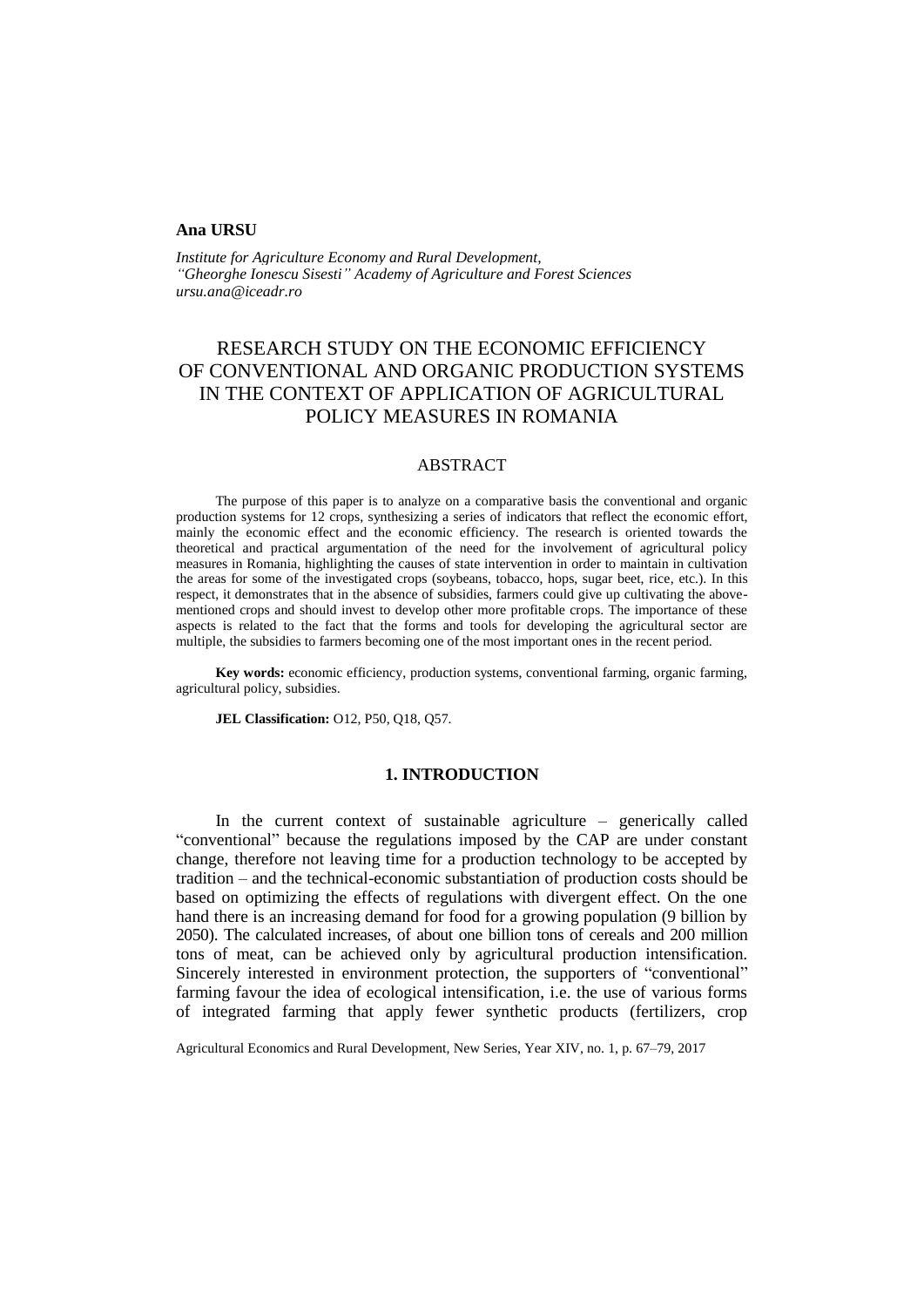**Ana URSU**

*Institute for Agriculture Economy and Rural Development,*
*"Gheorghe Ionescu Sisesti" Academy of Agriculture and Forest Sciences*
*ursu.ana@iceadr.ro*

# RESEARCH STUDY ON THE ECONOMIC EFFICIENCY OF CONVENTIONAL AND ORGANIC PRODUCTION SYSTEMS IN THE CONTEXT OF APPLICATION OF AGRICULTURAL POLICY MEASURES IN ROMANIA

## ABSTRACT

The purpose of this paper is to analyze on a comparative basis the conventional and organic production systems for 12 crops, synthesizing a series of indicators that reflect the economic effort, mainly the economic effect and the economic efficiency. The research is oriented towards the theoretical and practical argumentation of the need for the involvement of agricultural policy measures in Romania, highlighting the causes of state intervention in order to maintain in cultivation the areas for some of the investigated crops (soybeans, tobacco, hops, sugar beet, rice, etc.). In this respect, it demonstrates that in the absence of subsidies, farmers could give up cultivating the above-mentioned crops and should invest to develop other more profitable crops. The importance of these aspects is related to the fact that the forms and tools for developing the agricultural sector are multiple, the subsidies to farmers becoming one of the most important ones in the recent period.

**Key words:** economic efficiency, production systems, conventional farming, organic farming, agricultural policy, subsidies.

**JEL Classification:** O12, P50, Q18, Q57.

## 1. INTRODUCTION

In the current context of sustainable agriculture – generically called "conventional" because the regulations imposed by the CAP are under constant change, therefore not leaving time for a production technology to be accepted by tradition – and the technical-economic substantiation of production costs should be based on optimizing the effects of regulations with divergent effect. On the one hand there is an increasing demand for food for a growing population (9 billion by 2050). The calculated increases, of about one billion tons of cereals and 200 million tons of meat, can be achieved only by agricultural production intensification. Sincerely interested in environment protection, the supporters of "conventional" farming favour the idea of ecological intensification, i.e. the use of various forms of integrated farming that apply fewer synthetic products (fertilizers, crop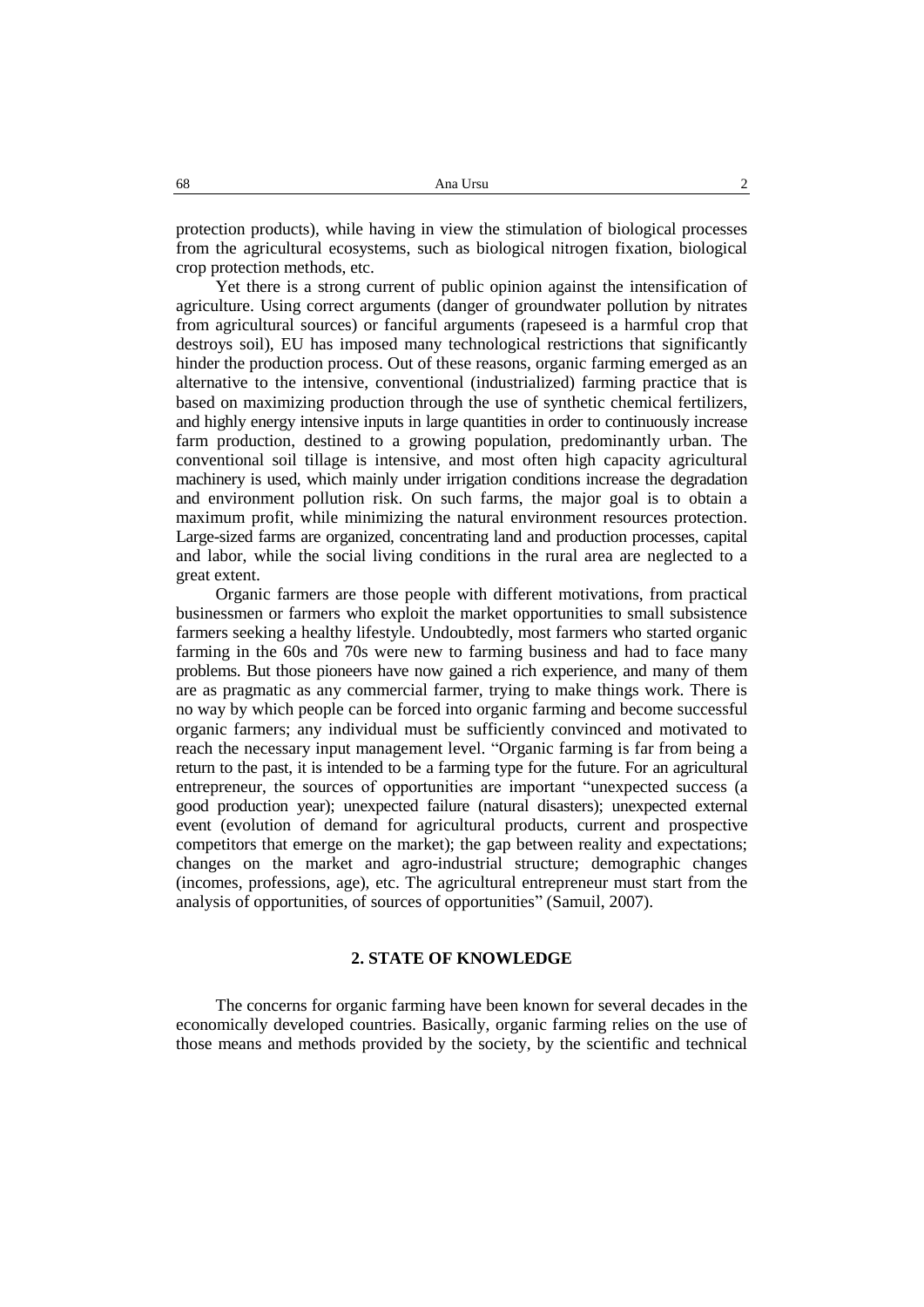protection products), while having in view the stimulation of biological processes from the agricultural ecosystems, such as biological nitrogen fixation, biological crop protection methods, etc.

Yet there is a strong current of public opinion against the intensification of agriculture. Using correct arguments (danger of groundwater pollution by nitrates from agricultural sources) or fanciful arguments (rapeseed is a harmful crop that destroys soil), EU has imposed many technological restrictions that significantly hinder the production process. Out of these reasons, organic farming emerged as an alternative to the intensive, conventional (industrialized) farming practice that is based on maximizing production through the use of synthetic chemical fertilizers, and highly energy intensive inputs in large quantities in order to continuously increase farm production, destined to a growing population, predominantly urban. The conventional soil tillage is intensive, and most often high capacity agricultural machinery is used, which mainly under irrigation conditions increase the degradation and environment pollution risk. On such farms, the major goal is to obtain a maximum profit, while minimizing the natural environment resources protection. Large-sized farms are organized, concentrating land and production processes, capital and labor, while the social living conditions in the rural area are neglected to a great extent.

Organic farmers are those people with different motivations, from practical businessmen or farmers who exploit the market opportunities to small subsistence farmers seeking a healthy lifestyle. Undoubtedly, most farmers who started organic farming in the 60s and 70s were new to farming business and had to face many problems. But those pioneers have now gained a rich experience, and many of them are as pragmatic as any commercial farmer, trying to make things work. There is no way by which people can be forced into organic farming and become successful organic farmers; any individual must be sufficiently convinced and motivated to reach the necessary input management level. "Organic farming is far from being a return to the past, it is intended to be a farming type for the future. For an agricultural entrepreneur, the sources of opportunities are important "unexpected success (a good production year); unexpected failure (natural disasters); unexpected external event (evolution of demand for agricultural products, current and prospective competitors that emerge on the market); the gap between reality and expectations; changes on the market and agro-industrial structure; demographic changes (incomes, professions, age), etc. The agricultural entrepreneur must start from the analysis of opportunities, of sources of opportunities" (Samuil, 2007).

## 2. STATE OF KNOWLEDGE

The concerns for organic farming have been known for several decades in the economically developed countries. Basically, organic farming relies on the use of those means and methods provided by the society, by the scientific and technical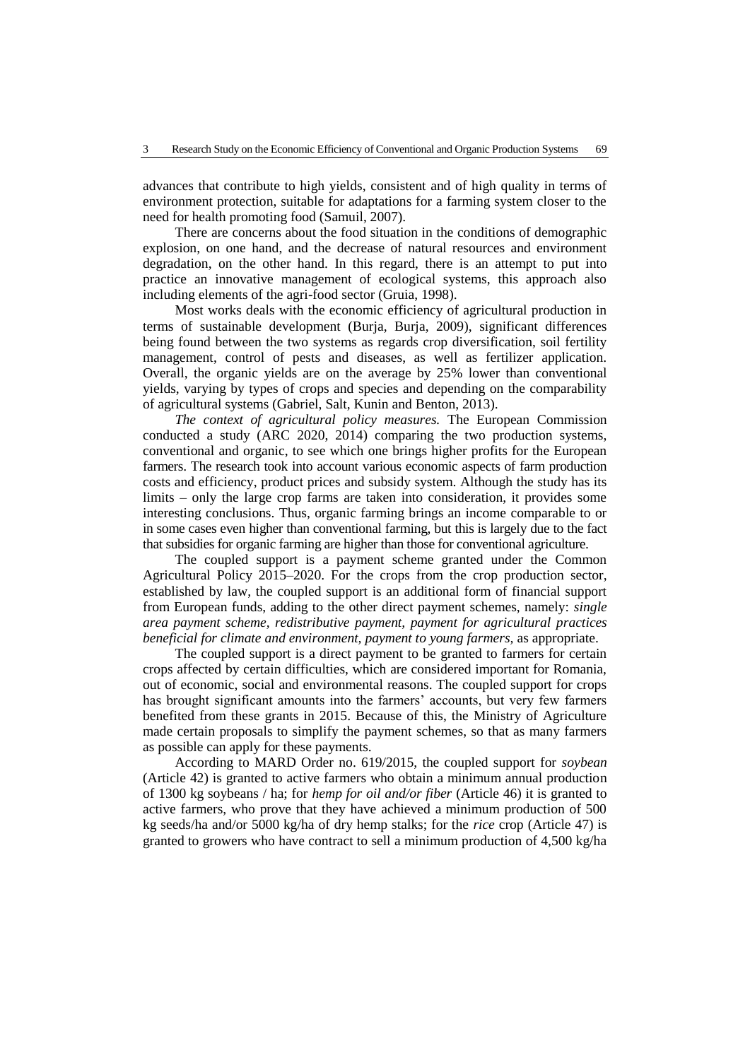advances that contribute to high yields, consistent and of high quality in terms of environment protection, suitable for adaptations for a farming system closer to the need for health promoting food (Samuil, 2007).

There are concerns about the food situation in the conditions of demographic explosion, on one hand, and the decrease of natural resources and environment degradation, on the other hand. In this regard, there is an attempt to put into practice an innovative management of ecological systems, this approach also including elements of the agri-food sector (Gruia, 1998).

Most works deals with the economic efficiency of agricultural production in terms of sustainable development (Burja, Burja, 2009), significant differences being found between the two systems as regards crop diversification, soil fertility management, control of pests and diseases, as well as fertilizer application. Overall, the organic yields are on the average by 25% lower than conventional yields, varying by types of crops and species and depending on the comparability of agricultural systems (Gabriel, Salt, Kunin and Benton, 2013).

*The context of agricultural policy measures.* The European Commission conducted a study (ARC 2020, 2014) comparing the two production systems, conventional and organic, to see which one brings higher profits for the European farmers. The research took into account various economic aspects of farm production costs and efficiency, product prices and subsidy system. Although the study has its limits – only the large crop farms are taken into consideration, it provides some interesting conclusions. Thus, organic farming brings an income comparable to or in some cases even higher than conventional farming, but this is largely due to the fact that subsidies for organic farming are higher than those for conventional agriculture.

The coupled support is a payment scheme granted under the Common Agricultural Policy 2015–2020. For the crops from the crop production sector, established by law, the coupled support is an additional form of financial support from European funds, adding to the other direct payment schemes, namely: *single area payment scheme, redistributive payment, payment for agricultural practices beneficial for climate and environment, payment to young farmers,* as appropriate.

The coupled support is a direct payment to be granted to farmers for certain crops affected by certain difficulties, which are considered important for Romania, out of economic, social and environmental reasons. The coupled support for crops has brought significant amounts into the farmers' accounts, but very few farmers benefited from these grants in 2015. Because of this, the Ministry of Agriculture made certain proposals to simplify the payment schemes, so that as many farmers as possible can apply for these payments.

According to MARD Order no. 619/2015, the coupled support for *soybean* (Article 42) is granted to active farmers who obtain a minimum annual production of 1300 kg soybeans / ha; for *hemp for oil and/or fiber* (Article 46) it is granted to active farmers, who prove that they have achieved a minimum production of 500 kg seeds/ha and/or 5000 kg/ha of dry hemp stalks; for the *rice* crop (Article 47) is granted to growers who have contract to sell a minimum production of 4,500 kg/ha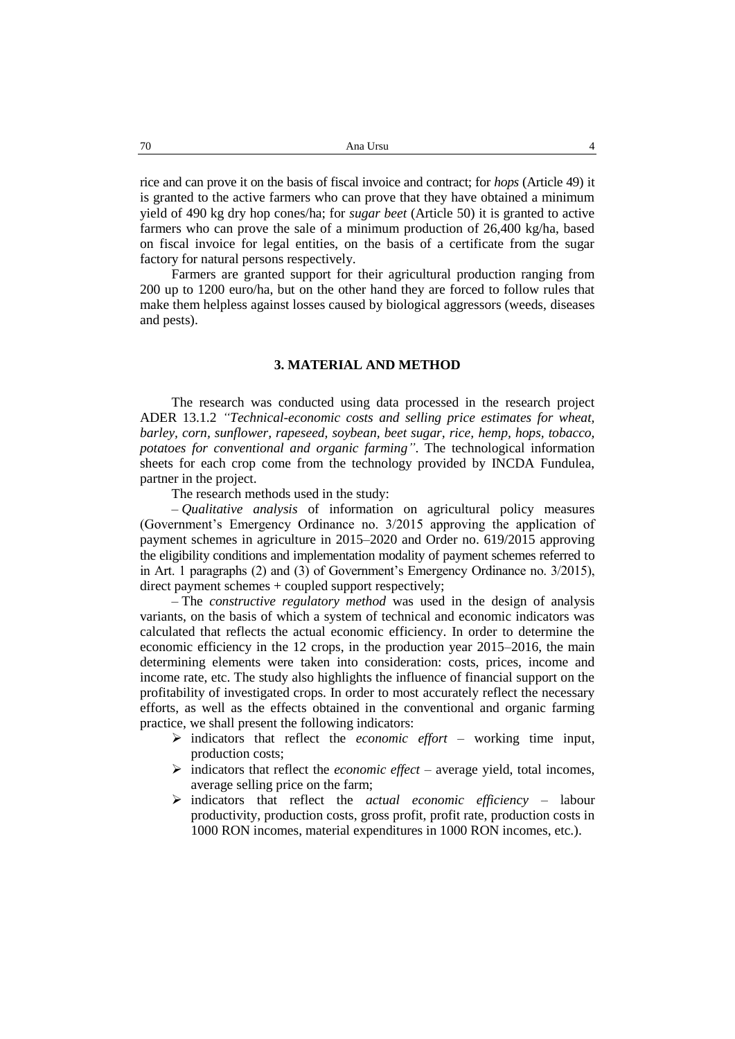rice and can prove it on the basis of fiscal invoice and contract; for *hops* (Article 49) it is granted to the active farmers who can prove that they have obtained a minimum yield of 490 kg dry hop cones/ha; for *sugar beet* (Article 50) it is granted to active farmers who can prove the sale of a minimum production of 26,400 kg/ha, based on fiscal invoice for legal entities, on the basis of a certificate from the sugar factory for natural persons respectively.

Farmers are granted support for their agricultural production ranging from 200 up to 1200 euro/ha, but on the other hand they are forced to follow rules that make them helpless against losses caused by biological aggressors (weeds, diseases and pests).

## 3. MATERIAL AND METHOD

The research was conducted using data processed in the research project ADER 13.1.2 *"Technical-economic costs and selling price estimates for wheat, barley, corn, sunflower, rapeseed, soybean, beet sugar, rice, hemp, hops, tobacco, potatoes for conventional and organic farming"*. The technological information sheets for each crop come from the technology provided by INCDA Fundulea, partner in the project.

The research methods used in the study:

– *Qualitative analysis* of information on agricultural policy measures (Government's Emergency Ordinance no. 3/2015 approving the application of payment schemes in agriculture in 2015–2020 and Order no. 619/2015 approving the eligibility conditions and implementation modality of payment schemes referred to in Art. 1 paragraphs (2) and (3) of Government's Emergency Ordinance no. 3/2015), direct payment schemes + coupled support respectively;

– The *constructive regulatory method* was used in the design of analysis variants, on the basis of which a system of technical and economic indicators was calculated that reflects the actual economic efficiency. In order to determine the economic efficiency in the 12 crops, in the production year 2015–2016, the main determining elements were taken into consideration: costs, prices, income and income rate, etc. The study also highlights the influence of financial support on the profitability of investigated crops. In order to most accurately reflect the necessary efforts, as well as the effects obtained in the conventional and organic farming practice, we shall present the following indicators:

- indicators that reflect the *economic effort* – working time input, production costs;
- indicators that reflect the *economic effect* – average yield, total incomes, average selling price on the farm;
- indicators that reflect the *actual economic efficiency* – labour productivity, production costs, gross profit, profit rate, production costs in 1000 RON incomes, material expenditures in 1000 RON incomes, etc.).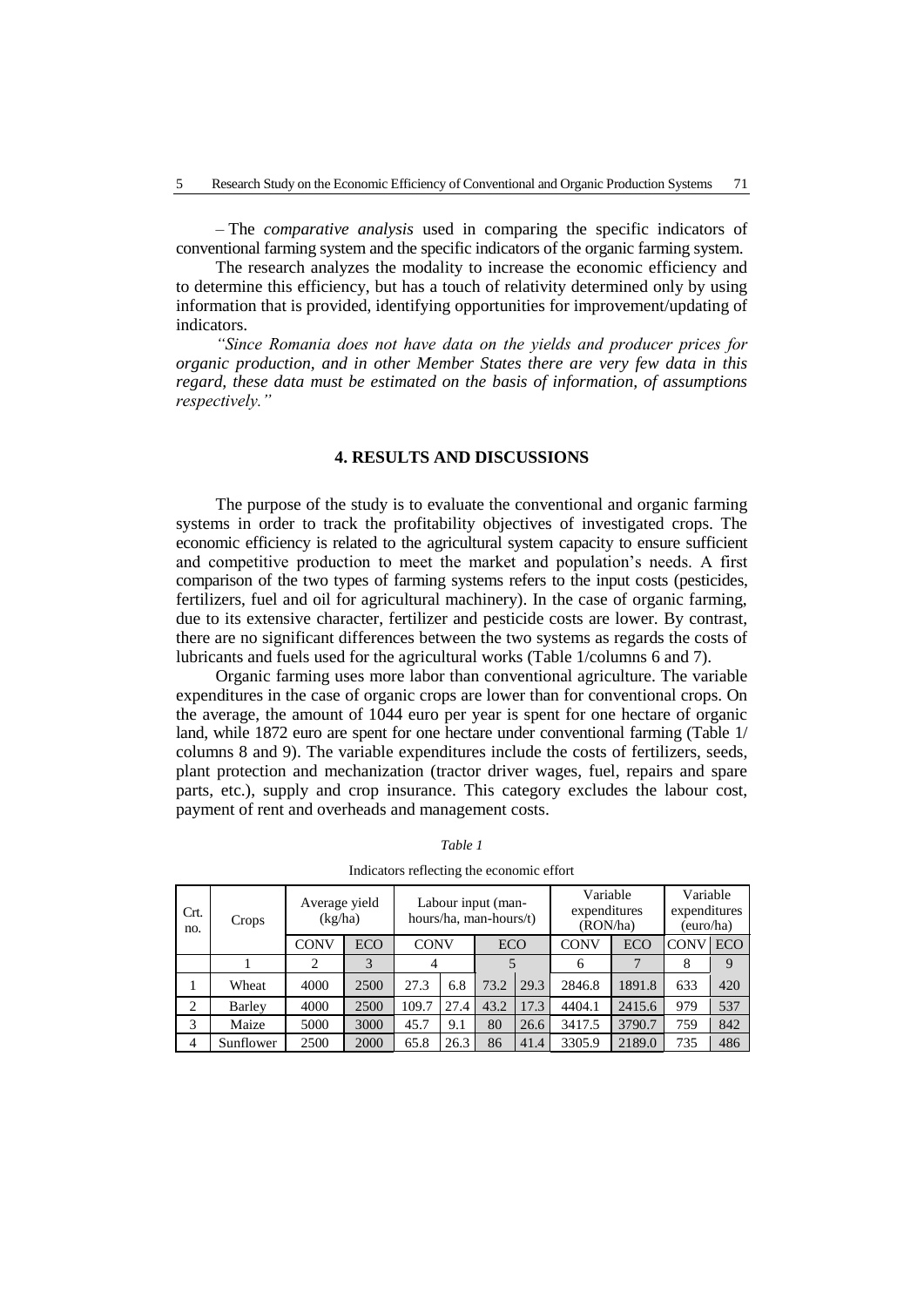– The *comparative analysis* used in comparing the specific indicators of conventional farming system and the specific indicators of the organic farming system.

The research analyzes the modality to increase the economic efficiency and to determine this efficiency, but has a touch of relativity determined only by using information that is provided, identifying opportunities for improvement/updating of indicators.

*"Since Romania does not have data on the yields and producer prices for organic production, and in other Member States there are very few data in this regard, these data must be estimated on the basis of information, of assumptions respectively."*

## 4. RESULTS AND DISCUSSIONS

The purpose of the study is to evaluate the conventional and organic farming systems in order to track the profitability objectives of investigated crops. The economic efficiency is related to the agricultural system capacity to ensure sufficient and competitive production to meet the market and population's needs. A first comparison of the two types of farming systems refers to the input costs (pesticides, fertilizers, fuel and oil for agricultural machinery). In the case of organic farming, due to its extensive character, fertilizer and pesticide costs are lower. By contrast, there are no significant differences between the two systems as regards the costs of lubricants and fuels used for the agricultural works (Table 1/columns 6 and 7).

Organic farming uses more labor than conventional agriculture. The variable expenditures in the case of organic crops are lower than for conventional crops. On the average, the amount of 1044 euro per year is spent for one hectare of organic land, while 1872 euro are spent for one hectare under conventional farming (Table 1/ columns 8 and 9). The variable expenditures include the costs of fertilizers, seeds, plant protection and mechanization (tractor driver wages, fuel, repairs and spare parts, etc.), supply and crop insurance. This category excludes the labour cost, payment of rent and overheads and management costs.

*Table 1*

Indicators reflecting the economic effort

| Crt. no. | Crops | Average yield (kg/ha) | | Labour input (man-hours/ha, man-hours/t) | | | | Variable expenditures (RON/ha) | | Variable expenditures (euro/ha) | |
|---|---|---|---|---|---|---|---|---|---|---|---|
| | | CONV | ECO | CONV | | ECO | | CONV | ECO | CONV | ECO |
| | 1 | 2 | 3 | 4 | | 5 | | 6 | 7 | 8 | 9 |
| 1 | Wheat | 4000 | 2500 | 27.3 | 6.8 | 73.2 | 29.3 | 2846.8 | 1891.8 | 633 | 420 |
| 2 | Barley | 4000 | 2500 | 109.7 | 27.4 | 43.2 | 17.3 | 4404.1 | 2415.6 | 979 | 537 |
| 3 | Maize | 5000 | 3000 | 45.7 | 9.1 | 80 | 26.6 | 3417.5 | 3790.7 | 759 | 842 |
| 4 | Sunflower | 2500 | 2000 | 65.8 | 26.3 | 86 | 41.4 | 3305.9 | 2189.0 | 735 | 486 |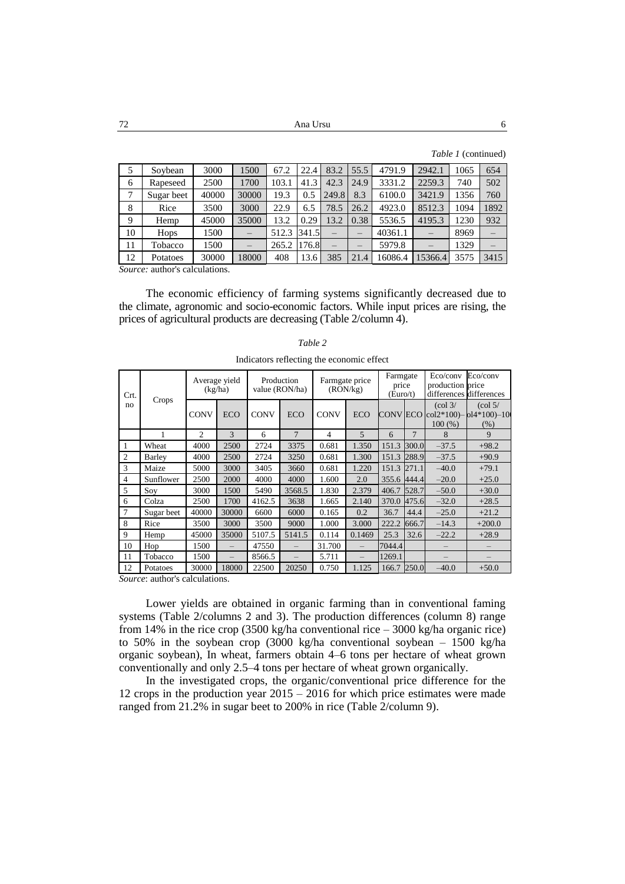*Table 1* (continued)

| | | | | | | | | | | | |
|---|---|---|---|---|---|---|---|---|---|---|---|
| 5 | Soybean | 3000 | 1500 | 67.2 | 22.4 | 83.2 | 55.5 | 4791.9 | 2942.1 | 1065 | 654 |
| 6 | Rapeseed | 2500 | 1700 | 103.1 | 41.3 | 42.3 | 24.9 | 3331.2 | 2259.3 | 740 | 502 |
| 7 | Sugar beet | 40000 | 30000 | 19.3 | 0.5 | 249.8 | 8.3 | 6100.0 | 3421.9 | 1356 | 760 |
| 8 | Rice | 3500 | 3000 | 22.9 | 6.5 | 78.5 | 26.2 | 4923.0 | 8512.3 | 1094 | 1892 |
| 9 | Hemp | 45000 | 35000 | 13.2 | 0.29 | 13.2 | 0.38 | 5536.5 | 4195.3 | 1230 | 932 |
| 10 | Hops | 1500 | – | 512.3 | 341.5 | – | – | 40361.1 | – | 8969 | – |
| 11 | Tobacco | 1500 | – | 265.2 | 176.8 | – | – | 5979.8 | – | 1329 | – |
| 12 | Potatoes | 30000 | 18000 | 408 | 13.6 | 385 | 21.4 | 16086.4 | 15366.4 | 3575 | 3415 |

*Source:* author's calculations.

The economic efficiency of farming systems significantly decreased due to the climate, agronomic and socio-economic factors. While input prices are rising, the prices of agricultural products are decreasing (Table 2/column 4).

*Table 2*

Indicators reflecting the economic effect

| Crt. no | Crops | Average yield (kg/ha) | | Production value (RON/ha) | | Farmgate price (RON/kg) | | Farmgate price (Euro/t) | | Eco/conv production differences | Eco/conv price differences |
|---|---|---|---|---|---|---|---|---|---|---|---|
| | | CONV | ECO | CONV | ECO | CONV | ECO | CONV | ECO | (col 3/ col2*100)–100 (%) | (col 5/ col4*100)–100 (%) |
| | 1 | 2 | 3 | 6 | 7 | 4 | 5 | 6 | 7 | 8 | 9 |
| 1 | Wheat | 4000 | 2500 | 2724 | 3375 | 0.681 | 1.350 | 151.3 | 300.0 | –37.5 | +98.2 |
| 2 | Barley | 4000 | 2500 | 2724 | 3250 | 0.681 | 1.300 | 151.3 | 288.9 | –37.5 | +90.9 |
| 3 | Maize | 5000 | 3000 | 3405 | 3660 | 0.681 | 1.220 | 151.3 | 271.1 | –40.0 | +79.1 |
| 4 | Sunflower | 2500 | 2000 | 4000 | 4000 | 1.600 | 2.0 | 355.6 | 444.4 | –20.0 | +25.0 |
| 5 | Soy | 3000 | 1500 | 5490 | 3568.5 | 1.830 | 2.379 | 406.7 | 528.7 | –50.0 | +30.0 |
| 6 | Colza | 2500 | 1700 | 4162.5 | 3638 | 1.665 | 2.140 | 370.0 | 475.6 | –32.0 | +28.5 |
| 7 | Sugar beet | 40000 | 30000 | 6600 | 6000 | 0.165 | 0.2 | 36.7 | 44.4 | –25.0 | +21.2 |
| 8 | Rice | 3500 | 3000 | 3500 | 9000 | 1.000 | 3.000 | 222.2 | 666.7 | –14.3 | +200.0 |
| 9 | Hemp | 45000 | 35000 | 5107.5 | 5141.5 | 0.114 | 0.1469 | 25.3 | 32.6 | –22.2 | +28.9 |
| 10 | Hop | 1500 | – | 47550 | – | 31.700 | – | 7044.4 | | – | – |
| 11 | Tobacco | 1500 | – | 8566.5 | – | 5.711 | – | 1269.1 | | – | – |
| 12 | Potatoes | 30000 | 18000 | 22500 | 20250 | 0.750 | 1.125 | 166.7 | 250.0 | –40.0 | +50.0 |

*Source*: author's calculations.

Lower yields are obtained in organic farming than in conventional faming systems (Table 2/columns 2 and 3). The production differences (column 8) range from 14% in the rice crop (3500 kg/ha conventional rice – 3000 kg/ha organic rice) to 50% in the soybean crop (3000 kg/ha conventional soybean – 1500 kg/ha organic soybean), In wheat, farmers obtain 4–6 tons per hectare of wheat grown conventionally and only 2.5–4 tons per hectare of wheat grown organically.

In the investigated crops, the organic/conventional price difference for the 12 crops in the production year 2015 – 2016 for which price estimates were made ranged from 21.2% in sugar beet to 200% in rice (Table 2/column 9).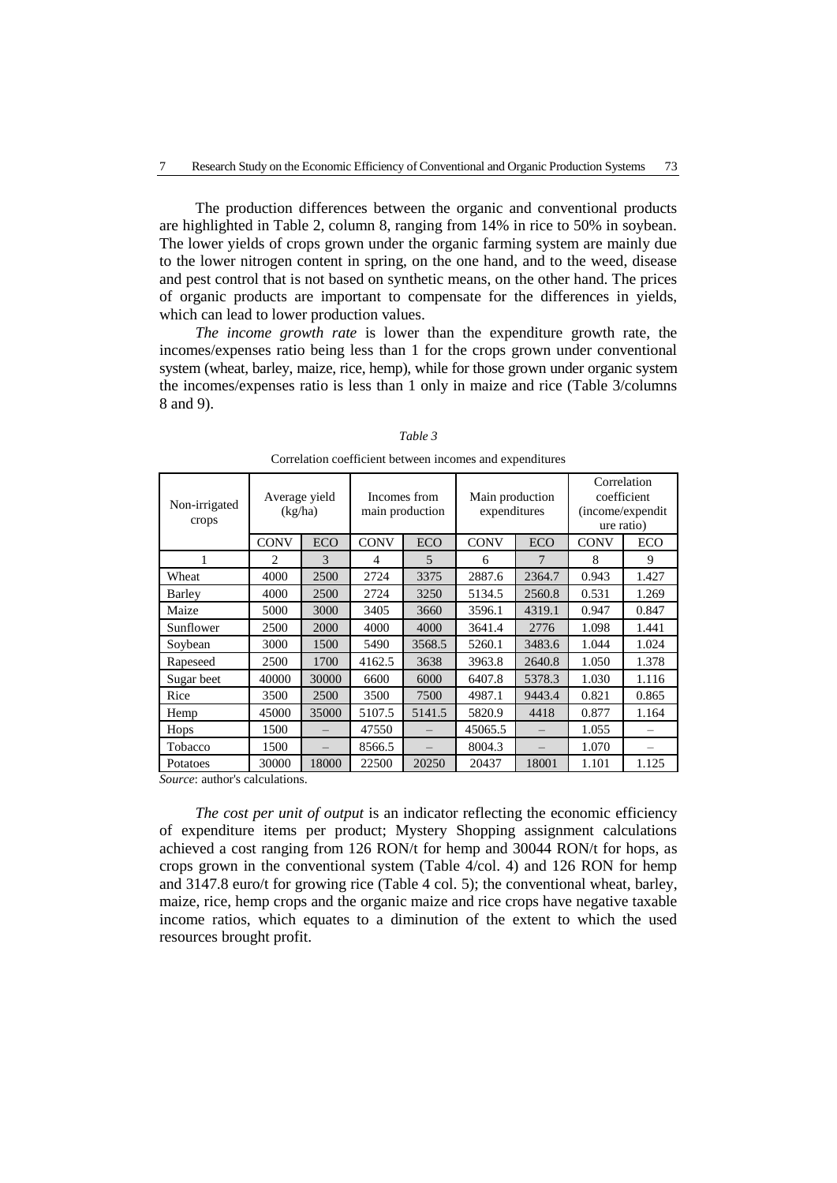The production differences between the organic and conventional products are highlighted in Table 2, column 8, ranging from 14% in rice to 50% in soybean. The lower yields of crops grown under the organic farming system are mainly due to the lower nitrogen content in spring, on the one hand, and to the weed, disease and pest control that is not based on synthetic means, on the other hand. The prices of organic products are important to compensate for the differences in yields, which can lead to lower production values.

*The income growth rate* is lower than the expenditure growth rate, the incomes/expenses ratio being less than 1 for the crops grown under conventional system (wheat, barley, maize, rice, hemp), while for those grown under organic system the incomes/expenses ratio is less than 1 only in maize and rice (Table 3/columns 8 and 9).

*Table 3*

Correlation coefficient between incomes and expenditures

| Non-irrigated crops | Average yield (kg/ha) | | Incomes from main production | | Main production expenditures | | Correlation coefficient (income/expenditure ratio) | |
|---|---|---|---|---|---|---|---|---|
| | CONV | ECO | CONV | ECO | CONV | ECO | CONV | ECO |
| 1 | 2 | 3 | 4 | 5 | 6 | 7 | 8 | 9 |
| Wheat | 4000 | 2500 | 2724 | 3375 | 2887.6 | 2364.7 | 0.943 | 1.427 |
| Barley | 4000 | 2500 | 2724 | 3250 | 5134.5 | 2560.8 | 0.531 | 1.269 |
| Maize | 5000 | 3000 | 3405 | 3660 | 3596.1 | 4319.1 | 0.947 | 0.847 |
| Sunflower | 2500 | 2000 | 4000 | 4000 | 3641.4 | 2776 | 1.098 | 1.441 |
| Soybean | 3000 | 1500 | 5490 | 3568.5 | 5260.1 | 3483.6 | 1.044 | 1.024 |
| Rapeseed | 2500 | 1700 | 4162.5 | 3638 | 3963.8 | 2640.8 | 1.050 | 1.378 |
| Sugar beet | 40000 | 30000 | 6600 | 6000 | 6407.8 | 5378.3 | 1.030 | 1.116 |
| Rice | 3500 | 2500 | 3500 | 7500 | 4987.1 | 9443.4 | 0.821 | 0.865 |
| Hemp | 45000 | 35000 | 5107.5 | 5141.5 | 5820.9 | 4418 | 0.877 | 1.164 |
| Hops | 1500 | – | 47550 | – | 45065.5 | – | 1.055 | – |
| Tobacco | 1500 | – | 8566.5 | – | 8004.3 | – | 1.070 | – |
| Potatoes | 30000 | 18000 | 22500 | 20250 | 20437 | 18001 | 1.101 | 1.125 |

*Source*: author's calculations.

*The cost per unit of output* is an indicator reflecting the economic efficiency of expenditure items per product; Mystery Shopping assignment calculations achieved a cost ranging from 126 RON/t for hemp and 30044 RON/t for hops, as crops grown in the conventional system (Table 4/col. 4) and 126 RON for hemp and 3147.8 euro/t for growing rice (Table 4 col. 5); the conventional wheat, barley, maize, rice, hemp crops and the organic maize and rice crops have negative taxable income ratios, which equates to a diminution of the extent to which the used resources brought profit.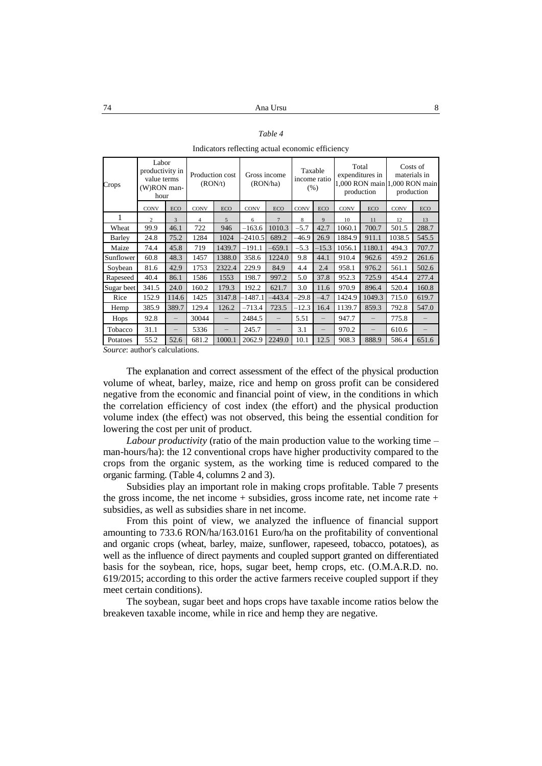*Table 4*

Indicators reflecting actual economic efficiency

| Crops | Labor productivity in value terms (W)RON man-hour | | Production cost (RON/t) | | Gross income (RON/ha) | | Taxable income ratio (%) | | Total expenditures in 1,000 RON main production | | Costs of materials in 1,000 RON main production | |
|---|---|---|---|---|---|---|---|---|---|---|---|---|
| | CONV | ECO | CONV | ECO | CONV | ECO | CONV | ECO | CONV | ECO | CONV | ECO |
| 1 | 2 | 3 | 4 | 5 | 6 | 7 | 8 | 9 | 10 | 11 | 12 | 13 |
| Wheat | 99.9 | 46.1 | 722 | 946 | –163.6 | 1010.3 | –5.7 | 42.7 | 1060.1 | 700.7 | 501.5 | 288.7 |
| Barley | 24.8 | 75.2 | 1284 | 1024 | –2410.5 | 689.2 | –46.9 | 26.9 | 1884.9 | 911.1 | 1038.5 | 545.5 |
| Maize | 74.4 | 45.8 | 719 | 1439.7 | –191.1 | –659.1 | –5.3 | –15.3 | 1056.1 | 1180.1 | 494.3 | 707.7 |
| Sunflower | 60.8 | 48.3 | 1457 | 1388.0 | 358.6 | 1224.0 | 9.8 | 44.1 | 910.4 | 962.6 | 459.2 | 261.6 |
| Soybean | 81.6 | 42.9 | 1753 | 2322.4 | 229.9 | 84.9 | 4.4 | 2.4 | 958.1 | 976.2 | 561.1 | 502.6 |
| Rapeseed | 40.4 | 86.1 | 1586 | 1553 | 198.7 | 997.2 | 5.0 | 37.8 | 952.3 | 725.9 | 454.4 | 277.4 |
| Sugar beet | 341.5 | 24.0 | 160.2 | 179.3 | 192.2 | 621.7 | 3.0 | 11.6 | 970.9 | 896.4 | 520.4 | 160.8 |
| Rice | 152.9 | 114.6 | 1425 | 3147.8 | –1487.1 | –443.4 | –29.8 | –4.7 | 1424.9 | 1049.3 | 715.0 | 619.7 |
| Hemp | 385.9 | 389.7 | 129.4 | 126.2 | –713.4 | 723.5 | –12.3 | 16.4 | 1139.7 | 859.3 | 792.8 | 547.0 |
| Hops | 92.8 | – | 30044 | – | 2484.5 | – | 5.51 | – | 947.7 | – | 775.8 | – |
| Tobacco | 31.1 | – | 5336 | – | 245.7 | – | 3.1 | – | 970.2 | – | 610.6 | – |
| Potatoes | 55.2 | 52.6 | 681.2 | 1000.1 | 2062.9 | 2249.0 | 10.1 | 12.5 | 908.3 | 888.9 | 586.4 | 651.6 |

*Source*: author's calculations.

The explanation and correct assessment of the effect of the physical production volume of wheat, barley, maize, rice and hemp on gross profit can be considered negative from the economic and financial point of view, in the conditions in which the correlation efficiency of cost index (the effort) and the physical production volume index (the effect) was not observed, this being the essential condition for lowering the cost per unit of product.

*Labour productivity* (ratio of the main production value to the working time – man-hours/ha): the 12 conventional crops have higher productivity compared to the crops from the organic system, as the working time is reduced compared to the organic farming. (Table 4, columns 2 and 3).

Subsidies play an important role in making crops profitable. Table 7 presents the gross income, the net income + subsidies, gross income rate, net income rate + subsidies, as well as subsidies share in net income.

From this point of view, we analyzed the influence of financial support amounting to 733.6 RON/ha/163.0161 Euro/ha on the profitability of conventional and organic crops (wheat, barley, maize, sunflower, rapeseed, tobacco, potatoes), as well as the influence of direct payments and coupled support granted on differentiated basis for the soybean, rice, hops, sugar beet, hemp crops, etc. (O.M.A.R.D. no. 619/2015; according to this order the active farmers receive coupled support if they meet certain conditions).

The soybean, sugar beet and hops crops have taxable income ratios below the breakeven taxable income, while in rice and hemp they are negative.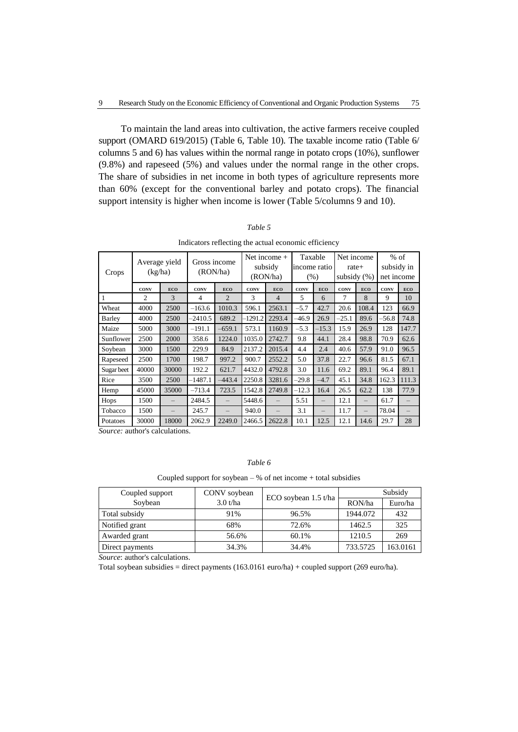To maintain the land areas into cultivation, the active farmers receive coupled support (OMARD 619/2015) (Table 6, Table 10). The taxable income ratio (Table 6/ columns 5 and 6) has values within the normal range in potato crops (10%), sunflower (9.8%) and rapeseed (5%) and values under the normal range in the other crops. The share of subsidies in net income in both types of agriculture represents more than 60% (except for the conventional barley and potato crops). The financial support intensity is higher when income is lower (Table 5/columns 9 and 10).

*Table 5*

Indicators reflecting the actual economic efficiency

| Crops | Average yield (kg/ha) | | Gross income (RON/ha) | | Net income + subsidy (RON/ha) | | Taxable income ratio (%) | | Net income rate+ subsidy (%) | | % of subsidy in net income | |
|---|---|---|---|---|---|---|---|---|---|---|---|---|
| | CONV | ECO | CONV | ECO | CONV | ECO | CONV | ECO | CONV | ECO | CONV | ECO |
| 1 | 2 | 3 | 4 | 2 | 3 | 4 | 5 | 6 | 7 | 8 | 9 | 10 |
| Wheat | 4000 | 2500 | –163.6 | 1010.3 | 596.1 | 2563.1 | –5.7 | 42.7 | 20.6 | 108.4 | 123 | 66.9 |
| Barley | 4000 | 2500 | –2410.5 | 689.2 | –1291.2 | 2293.4 | –46.9 | 26.9 | –25.1 | 89.6 | –56.8 | 74.8 |
| Maize | 5000 | 3000 | –191.1 | –659.1 | 573.1 | 1160.9 | –5.3 | –15.3 | 15.9 | 26.9 | 128 | 147.7 |
| Sunflower | 2500 | 2000 | 358.6 | 1224.0 | 1035.0 | 2742.7 | 9.8 | 44.1 | 28.4 | 98.8 | 70.9 | 62.6 |
| Soybean | 3000 | 1500 | 229.9 | 84.9 | 2137.2 | 2015.4 | 4.4 | 2.4 | 40.6 | 57.9 | 91.0 | 96.5 |
| Rapeseed | 2500 | 1700 | 198.7 | 997.2 | 900.7 | 2552.2 | 5.0 | 37.8 | 22.7 | 96.6 | 81.5 | 67.1 |
| Sugar beet | 40000 | 30000 | 192.2 | 621.7 | 4432.0 | 4792.8 | 3.0 | 11.6 | 69.2 | 89.1 | 96.4 | 89.1 |
| Rice | 3500 | 2500 | –1487.1 | –443.4 | 2250.8 | 3281.6 | –29.8 | –4.7 | 45.1 | 34.8 | 162.3 | 111.3 |
| Hemp | 45000 | 35000 | –713.4 | 723.5 | 1542.8 | 2749.8 | –12.3 | 16.4 | 26.5 | 62.2 | 138 | 77.9 |
| Hops | 1500 | – | 2484.5 | – | 5448.6 | – | 5.51 | – | 12.1 | – | 61.7 | – |
| Tobacco | 1500 | – | 245.7 | – | 940.0 | – | 3.1 | – | 11.7 | – | 78.04 | – |
| Potatoes | 30000 | 18000 | 2062.9 | 2249.0 | 2466.5 | 2622.8 | 10.1 | 12.5 | 12.1 | 14.6 | 29.7 | 28 |

*Source:* author's calculations.

*Table 6*

Coupled support for soybean – % of net income + total subsidies

| Coupled support Soybean | CONV soybean 3.0 t/ha | ECO soybean 1.5 t/ha | Subsidy | |
|---|---|---|---|---|
| | | | RON/ha | Euro/ha |
| Total subsidy | 91% | 96.5% | 1944.072 | 432 |
| Notified grant | 68% | 72.6% | 1462.5 | 325 |
| Awarded grant | 56.6% | 60.1% | 1210.5 | 269 |
| Direct payments | 34.3% | 34.4% | 733.5725 | 163.0161 |

*Source*: author's calculations.

Total soybean subsidies = direct payments (163.0161 euro/ha) + coupled support (269 euro/ha).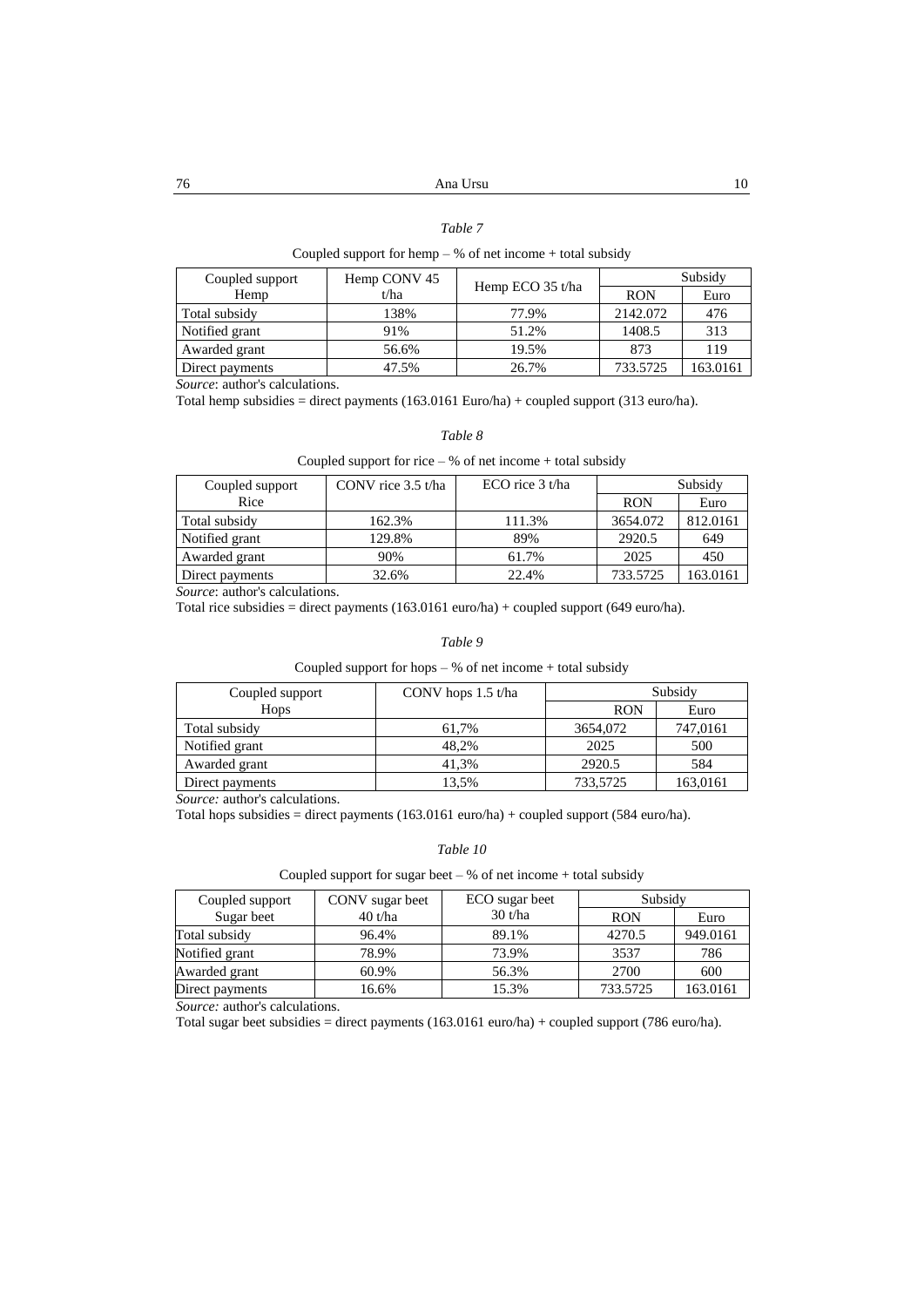*Table 7*

Coupled support for hemp – % of net income + total subsidy

| Coupled support Hemp | Hemp CONV 45 t/ha | Hemp ECO 35 t/ha | Subsidy | |
|---|---|---|---|---|
| | | | RON | Euro |
| Total subsidy | 138% | 77.9% | 2142.072 | 476 |
| Notified grant | 91% | 51.2% | 1408.5 | 313 |
| Awarded grant | 56.6% | 19.5% | 873 | 119 |
| Direct payments | 47.5% | 26.7% | 733.5725 | 163.0161 |

*Source*: author's calculations.

Total hemp subsidies = direct payments (163.0161 Euro/ha) + coupled support (313 euro/ha).

*Table 8*

Coupled support for rice – % of net income + total subsidy

| Coupled support Rice | CONV rice 3.5 t/ha | ECO rice 3 t/ha | Subsidy | |
|---|---|---|---|---|
| | | | RON | Euro |
| Total subsidy | 162.3% | 111.3% | 3654.072 | 812.0161 |
| Notified grant | 129.8% | 89% | 2920.5 | 649 |
| Awarded grant | 90% | 61.7% | 2025 | 450 |
| Direct payments | 32.6% | 22.4% | 733.5725 | 163.0161 |

*Source*: author's calculations.

Total rice subsidies = direct payments (163.0161 euro/ha) + coupled support (649 euro/ha).

*Table 9*

Coupled support for hops – % of net income + total subsidy

| Coupled support Hops | CONV hops 1.5 t/ha | Subsidy | |
|---|---|---|---|
| | | RON | Euro |
| Total subsidy | 61,7% | 3654,072 | 747,0161 |
| Notified grant | 48,2% | 2025 | 500 |
| Awarded grant | 41,3% | 2920.5 | 584 |
| Direct payments | 13,5% | 733,5725 | 163,0161 |

*Source:* author's calculations.

Total hops subsidies = direct payments (163.0161 euro/ha) + coupled support (584 euro/ha).

*Table 10*

Coupled support for sugar beet – % of net income + total subsidy

| Coupled support Sugar beet | CONV sugar beet 40 t/ha | ECO sugar beet 30 t/ha | Subsidy | |
|---|---|---|---|---|
| | | | RON | Euro |
| Total subsidy | 96.4% | 89.1% | 4270.5 | 949.0161 |
| Notified grant | 78.9% | 73.9% | 3537 | 786 |
| Awarded grant | 60.9% | 56.3% | 2700 | 600 |
| Direct payments | 16.6% | 15.3% | 733.5725 | 163.0161 |

*Source:* author's calculations.

Total sugar beet subsidies = direct payments (163.0161 euro/ha) + coupled support (786 euro/ha).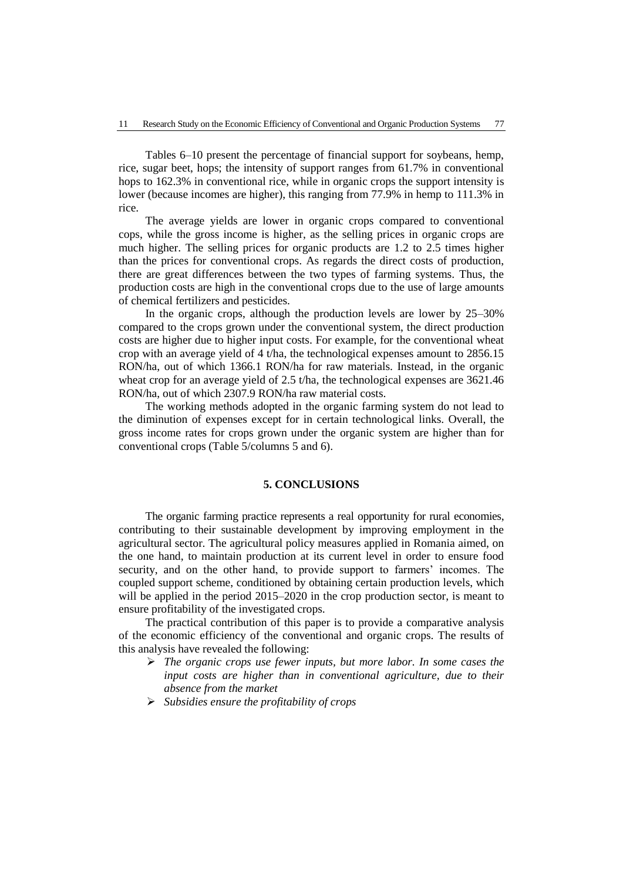Tables 6–10 present the percentage of financial support for soybeans, hemp, rice, sugar beet, hops; the intensity of support ranges from 61.7% in conventional hops to 162.3% in conventional rice, while in organic crops the support intensity is lower (because incomes are higher), this ranging from 77.9% in hemp to 111.3% in rice.

The average yields are lower in organic crops compared to conventional cops, while the gross income is higher, as the selling prices in organic crops are much higher. The selling prices for organic products are 1.2 to 2.5 times higher than the prices for conventional crops. As regards the direct costs of production, there are great differences between the two types of farming systems. Thus, the production costs are high in the conventional crops due to the use of large amounts of chemical fertilizers and pesticides.

In the organic crops, although the production levels are lower by 25–30% compared to the crops grown under the conventional system, the direct production costs are higher due to higher input costs. For example, for the conventional wheat crop with an average yield of 4 t/ha, the technological expenses amount to 2856.15 RON/ha, out of which 1366.1 RON/ha for raw materials. Instead, in the organic wheat crop for an average yield of 2.5 t/ha, the technological expenses are 3621.46 RON/ha, out of which 2307.9 RON/ha raw material costs.

The working methods adopted in the organic farming system do not lead to the diminution of expenses except for in certain technological links. Overall, the gross income rates for crops grown under the organic system are higher than for conventional crops (Table 5/columns 5 and 6).

## 5. CONCLUSIONS

The organic farming practice represents a real opportunity for rural economies, contributing to their sustainable development by improving employment in the agricultural sector. The agricultural policy measures applied in Romania aimed, on the one hand, to maintain production at its current level in order to ensure food security, and on the other hand, to provide support to farmers' incomes. The coupled support scheme, conditioned by obtaining certain production levels, which will be applied in the period 2015–2020 in the crop production sector, is meant to ensure profitability of the investigated crops.

The practical contribution of this paper is to provide a comparative analysis of the economic efficiency of the conventional and organic crops. The results of this analysis have revealed the following:

- *The organic crops use fewer inputs, but more labor. In some cases the input costs are higher than in conventional agriculture, due to their absence from the market*
- *Subsidies ensure the profitability of crops*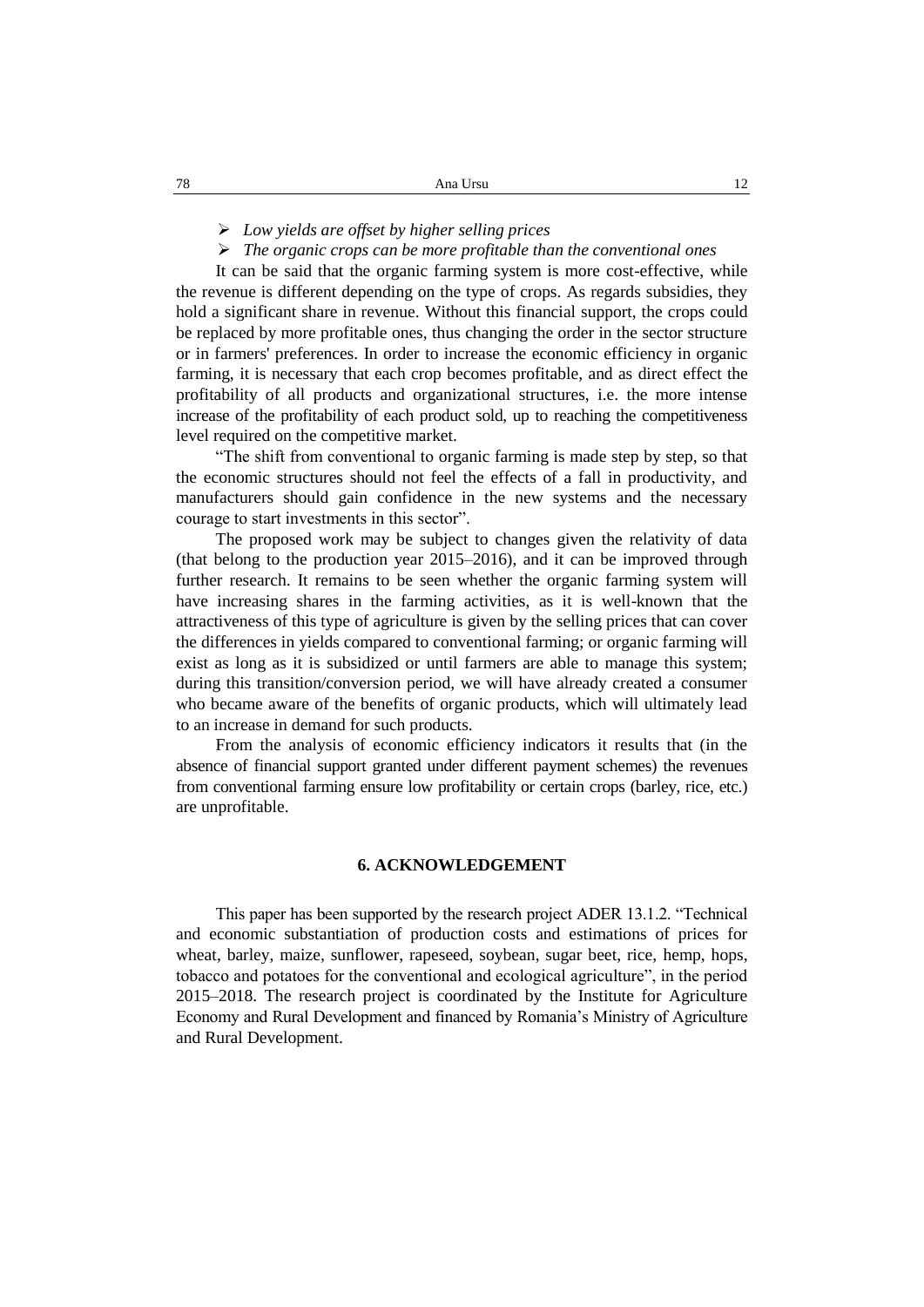- *Low yields are offset by higher selling prices*
- *The organic crops can be more profitable than the conventional ones*

It can be said that the organic farming system is more cost-effective, while the revenue is different depending on the type of crops. As regards subsidies, they hold a significant share in revenue. Without this financial support, the crops could be replaced by more profitable ones, thus changing the order in the sector structure or in farmers' preferences. In order to increase the economic efficiency in organic farming, it is necessary that each crop becomes profitable, and as direct effect the profitability of all products and organizational structures, i.e. the more intense increase of the profitability of each product sold, up to reaching the competitiveness level required on the competitive market.

"The shift from conventional to organic farming is made step by step, so that the economic structures should not feel the effects of a fall in productivity, and manufacturers should gain confidence in the new systems and the necessary courage to start investments in this sector".

The proposed work may be subject to changes given the relativity of data (that belong to the production year 2015–2016), and it can be improved through further research. It remains to be seen whether the organic farming system will have increasing shares in the farming activities, as it is well-known that the attractiveness of this type of agriculture is given by the selling prices that can cover the differences in yields compared to conventional farming; or organic farming will exist as long as it is subsidized or until farmers are able to manage this system; during this transition/conversion period, we will have already created a consumer who became aware of the benefits of organic products, which will ultimately lead to an increase in demand for such products.

From the analysis of economic efficiency indicators it results that (in the absence of financial support granted under different payment schemes) the revenues from conventional farming ensure low profitability or certain crops (barley, rice, etc.) are unprofitable.

## 6. ACKNOWLEDGEMENT

This paper has been supported by the research project ADER 13.1.2. "Technical and economic substantiation of production costs and estimations of prices for wheat, barley, maize, sunflower, rapeseed, soybean, sugar beet, rice, hemp, hops, tobacco and potatoes for the conventional and ecological agriculture", in the period 2015–2018. The research project is coordinated by the Institute for Agriculture Economy and Rural Development and financed by Romania's Ministry of Agriculture and Rural Development.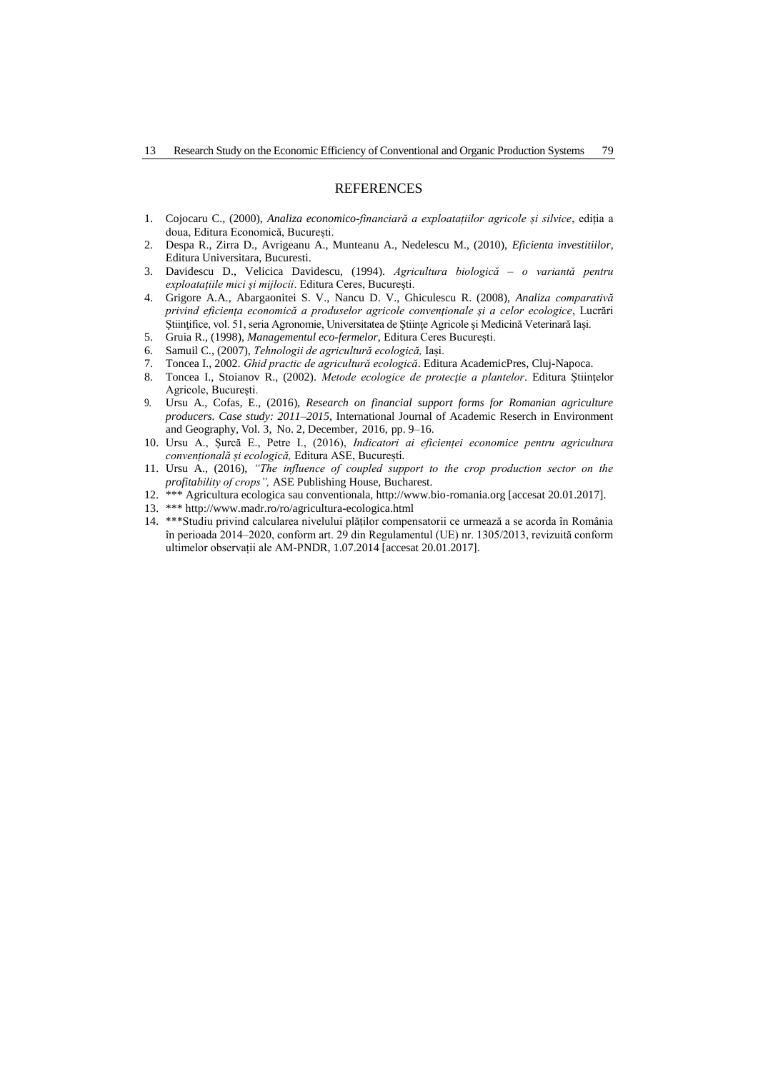## REFERENCES

1. Cojocaru C., (2000), *Analiza economico-financiară a exploatațiilor agricole și silvice*, ediția a doua, Editura Economică, București.
2. Despa R., Zirra D., Avrigeanu A., Munteanu A., Nedelescu M., (2010), *Eficienta investitiilor,* Editura Universitara, Bucuresti.
3. Davidescu D., Velicica Davidescu, (1994). *Agricultura biologică – o variantă pentru exploatațiile mici și mijlocii*. Editura Ceres, Bucureşti.
4. Grigore A.A., Abargaonitei S. V., Nancu D. V., Ghiculescu R. (2008), *Analiza comparativă privind eficienţa economică a produselor agricole convenţionale şi a celor ecologice*, Lucrări Ştiinţifice, vol. 51, seria Agronomie, Universitatea de Ştiinţe Agricole şi Medicină Veterinară Iaşi.
5. Gruia R., (1998), *Managementul eco-fermelor,* Editura Ceres Bucureşti.
6. Samuil C., (2007), *Tehnologii de agricultură ecologică,* Iași.
7. Toncea I., 2002. *Ghid practic de agricultură ecologică*. Editura AcademicPres, Cluj-Napoca.
8. Toncea I., Stoianov R., (2002). *Metode ecologice de protecţie a plantelor*. Editura Ştiinţelor Agricole, Bucureşti.
9. Ursu A., Cofas, E., (2016), *Research on financial support forms for Romanian agriculture producers. Case study: 2011–2015*, International Journal of Academic Reserch in Environment and Geography, Vol. 3, No. 2, December, 2016, pp. 9–16.
10. Ursu A., Șurcă E., Petre I., (2016), *Indicatori ai eficienței economice pentru agricultura convențională și ecologică,* Editura ASE, București.
11. Ursu A., (2016), *"The influence of coupled support to the crop production sector on the profitability of crops",* ASE Publishing House, Bucharest.
12. *** Agricultura ecologica sau conventionala, http://www.bio-romania.org [accesat 20.01.2017].
13. *** http://www.madr.ro/ro/agricultura-ecologica.html
14. ***Studiu privind calcularea nivelului plăților compensatorii ce urmează a se acorda în România în perioada 2014–2020, conform art. 29 din Regulamentul (UE) nr. 1305/2013, revizuită conform ultimelor observații ale AM-PNDR, 1.07.2014 [accesat 20.01.2017].